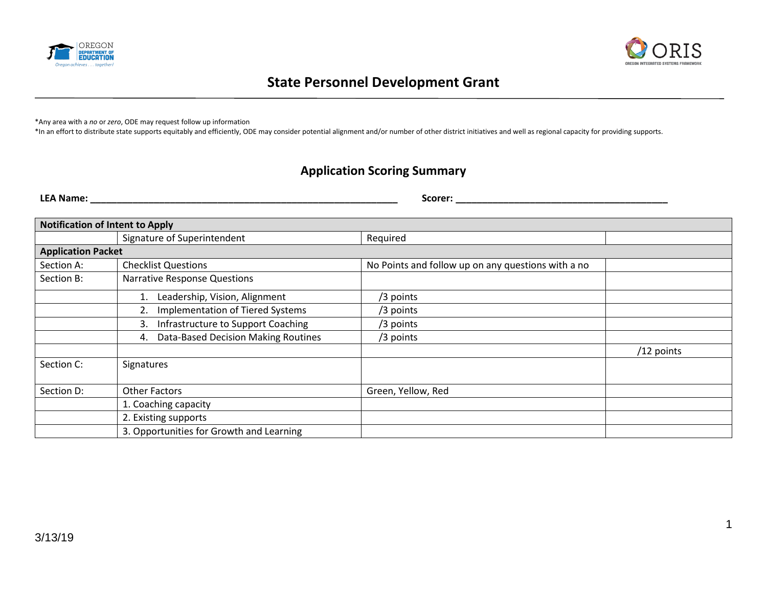# State Personnel Development Grant

*Any area with a *no* or *zero*, ODE may request follow up information
*In an effort to distribute state supports equitably and efficiently, ODE may consider potential alignment and/or number of other district initiatives and well as regional capacity for providing supports.

## Application Scoring Summary

**LEA Name: ____________________________________________________________** **Scorer: __________________________________________**

| **Notification of Intent to Apply** | | | |
|---|---|---|---|
| | Signature of Superintendent | Required | |
| **Application Packet** | | | |
| Section A: | Checklist Questions | No Points and follow up on any questions with a no | |
| Section B: | Narrative Response Questions | | |
| | 1. Leadership, Vision, Alignment | /3 points | |
| | 2. Implementation of Tiered Systems | /3 points | |
| | 3. Infrastructure to Support Coaching | /3 points | |
| | 4. Data-Based Decision Making Routines | /3 points | |
| | | | /12 points |
| Section C: | Signatures | | |
| Section D: | Other Factors | Green, Yellow, Red | |
| | 1. Coaching capacity | | |
| | 2. Existing supports | | |
| | 3. Opportunities for Growth and Learning | | |

3/13/19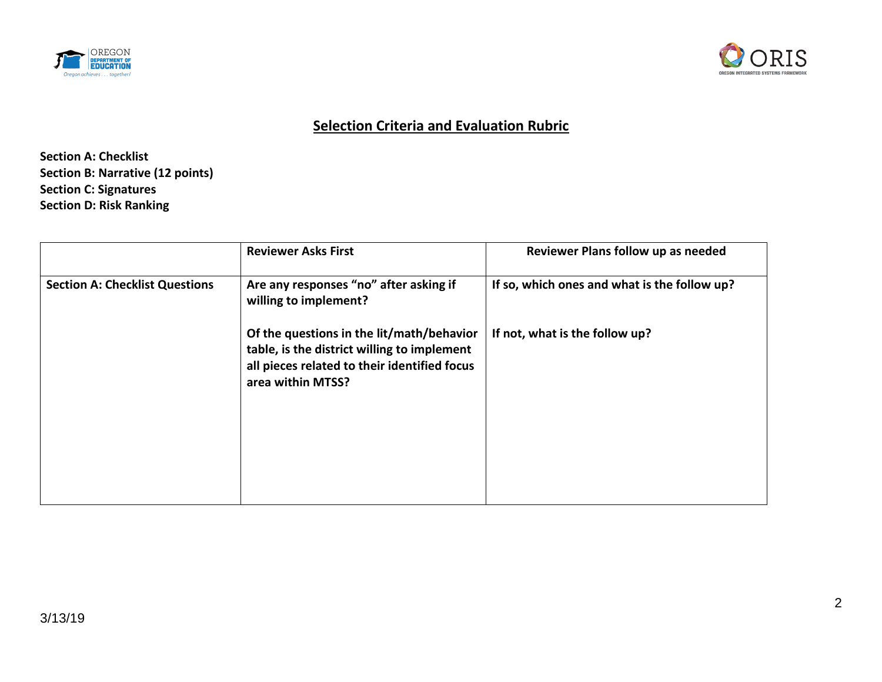# Selection Criteria and Evaluation Rubric

**Section A: Checklist**
**Section B: Narrative (12 points)**
**Section C: Signatures**
**Section D: Risk Ranking**

| | Reviewer Asks First | Reviewer Plans follow up as needed |
|---|---|---|
| **Section A: Checklist Questions** | **Are any responses “no” after asking if willing to implement?**<br><br>**Of the questions in the lit/math/behavior table, is the district willing to implement all pieces related to their identified focus area within MTSS?** | **If so, which ones and what is the follow up?**<br><br>**If not, what is the follow up?** |

3/13/19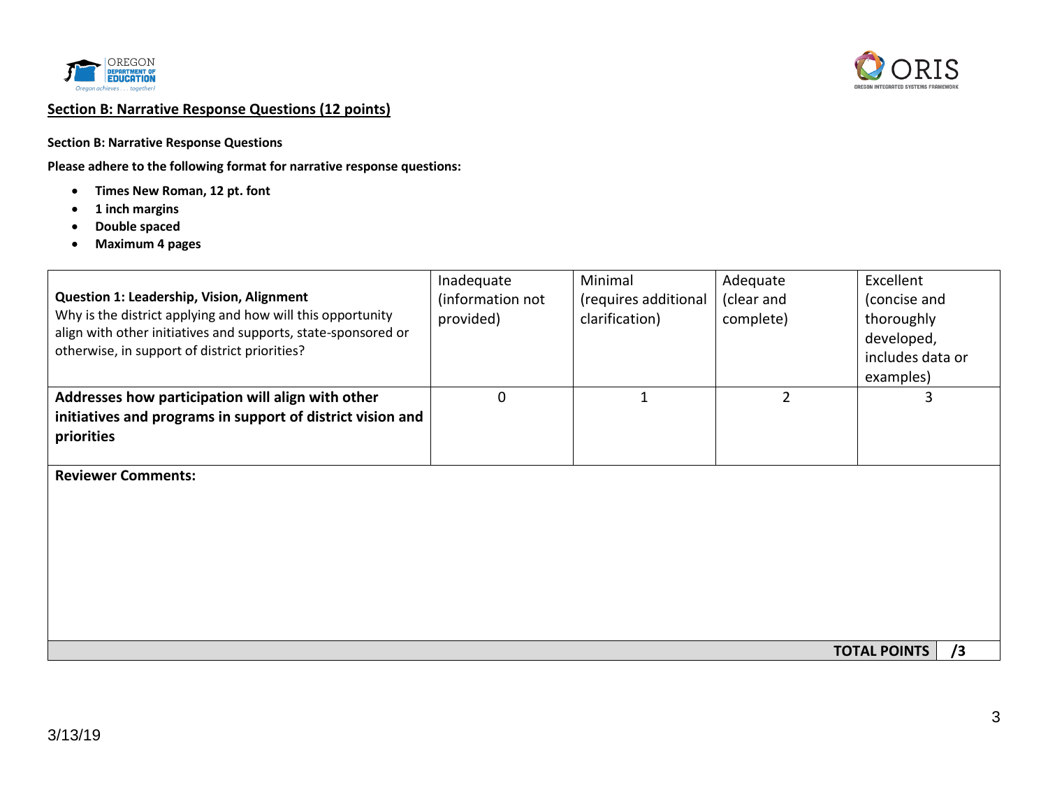## Section B: Narrative Response Questions (12 points)

**Section B: Narrative Response Questions**

**Please adhere to the following format for narrative response questions:**

- **Times New Roman, 12 pt. font**
- **1 inch margins**
- **Double spaced**
- **Maximum 4 pages**

| **Question 1: Leadership, Vision, Alignment** Why is the district applying and how will this opportunity align with other initiatives and supports, state-sponsored or otherwise, in support of district priorities? | Inadequate (information not provided) | Minimal (requires additional clarification) | Adequate (clear and complete) | Excellent (concise and thoroughly developed, includes data or examples) |
|---|---|---|---|---|
| **Addresses how participation will align with other initiatives and programs in support of district vision and priorities** | 0 | 1 | 2 | 3 |
| **Reviewer Comments:** | | | | |
| | | | **TOTAL POINTS** | **/3** |

3/13/19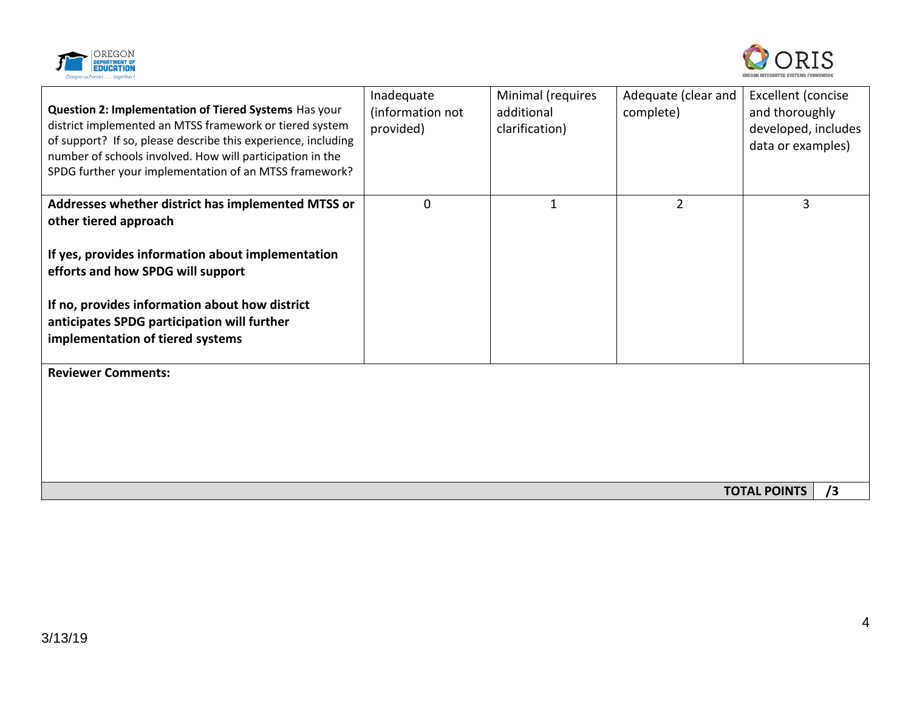| **Question 2: Implementation of Tiered Systems** Has your district implemented an MTSS framework or tiered system of support? If so, please describe this experience, including number of schools involved. How will participation in the SPDG further your implementation of an MTSS framework? | Inadequate (information not provided) | Minimal (requires additional clarification) | Adequate (clear and complete) | Excellent (concise and thoroughly developed, includes data or examples) |
|---|---|---|---|---|
| **Addresses whether district has implemented MTSS or other tiered approach**<br><br>**If yes, provides information about implementation efforts and how SPDG will support**<br><br>**If no, provides information about how district anticipates SPDG participation will further implementation of tiered systems** | 0 | 1 | 2 | 3 |
| **Reviewer Comments:** | | | | |
| | | | **TOTAL POINTS** | **/3** |

3/13/19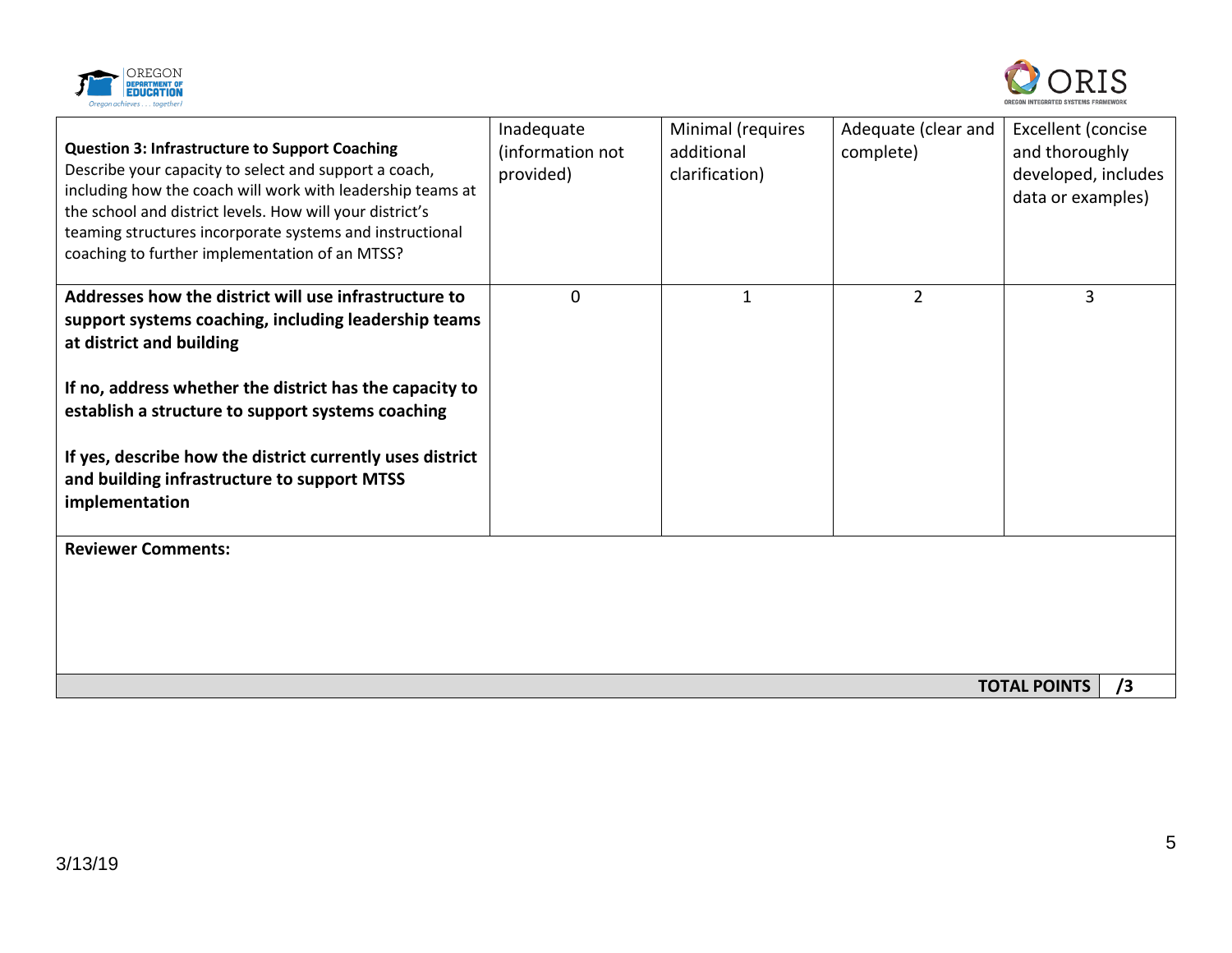| **Question 3: Infrastructure to Support Coaching**<br>Describe your capacity to select and support a coach, including how the coach will work with leadership teams at the school and district levels. How will your district's teaming structures incorporate systems and instructional coaching to further implementation of an MTSS? | Inadequate (information not provided) | Minimal (requires additional clarification) | Adequate (clear and complete) | Excellent (concise and thoroughly developed, includes data or examples) |
|---|---|---|---|---|
| **Addresses how the district will use infrastructure to support systems coaching, including leadership teams at district and building**<br><br>**If no, address whether the district has the capacity to establish a structure to support systems coaching**<br><br>**If yes, describe how the district currently uses district and building infrastructure to support MTSS implementation** | 0 | 1 | 2 | 3 |
| **Reviewer Comments:** | | | | |
| | | | **TOTAL POINTS** | **/3** |

3/13/19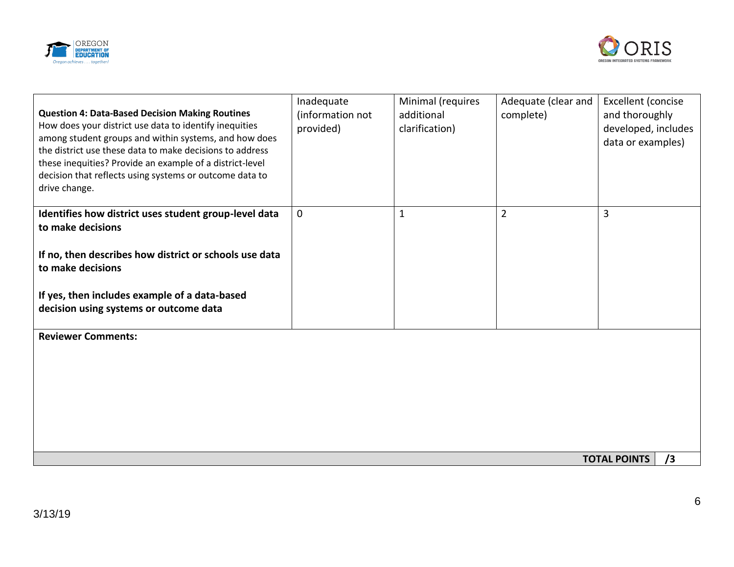| **Question 4: Data-Based Decision Making Routines**<br>How does your district use data to identify inequities among student groups and within systems, and how does the district use these data to make decisions to address these inequities? Provide an example of a district-level decision that reflects using systems or outcome data to drive change. | Inadequate (information not provided) | Minimal (requires additional clarification) | Adequate (clear and complete) | Excellent (concise and thoroughly developed, includes data or examples) |
|---|---|---|---|---|
| **Identifies how district uses student group-level data to make decisions**<br><br>**If no, then describes how district or schools use data to make decisions**<br><br>**If yes, then includes example of a data-based decision using systems or outcome data** | 0 | 1 | 2 | 3 |
| **Reviewer Comments:** | | | | |
| | | | **TOTAL POINTS** | **/3** |

3/13/19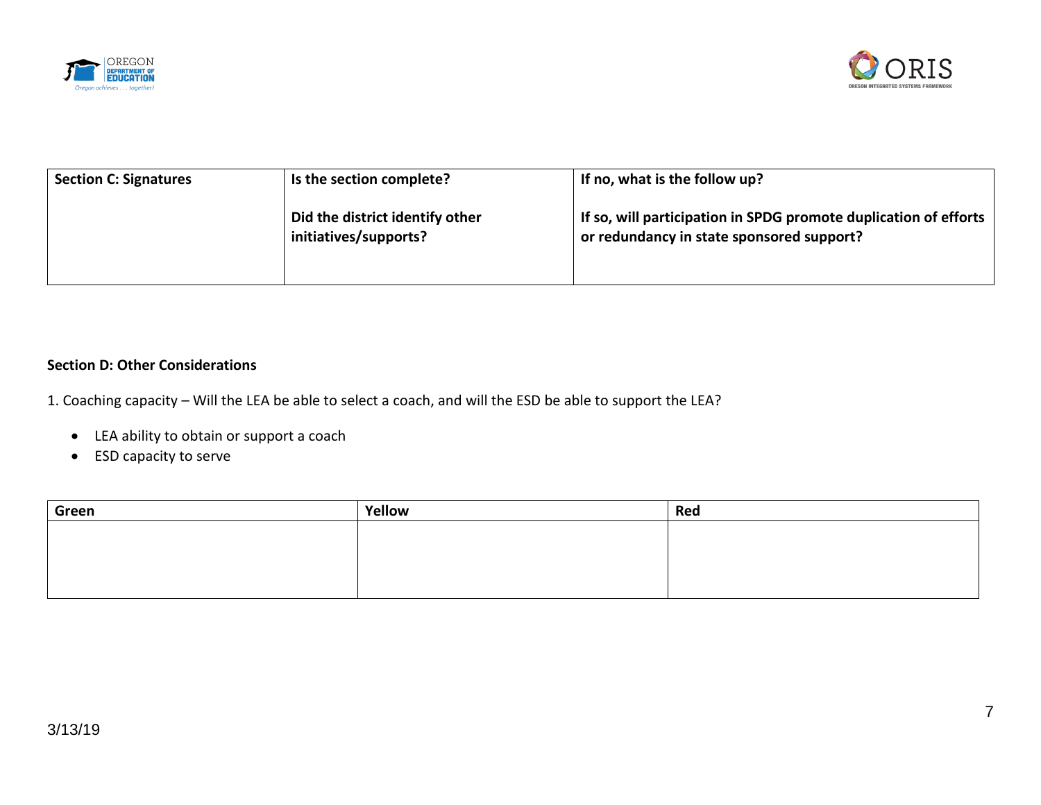| Section C: Signatures | Is the section complete?<br><br>Did the district identify other initiatives/supports? | If no, what is the follow up?<br><br>If so, will participation in SPDG promote duplication of efforts or redundancy in state sponsored support? |
| --- | --- | --- |
| | | |

**Section D: Other Considerations**

1. Coaching capacity – Will the LEA be able to select a coach, and will the ESD be able to support the LEA?

- LEA ability to obtain or support a coach
- ESD capacity to serve

| Green | Yellow | Red |
| --- | --- | --- |
| | | |

3/13/19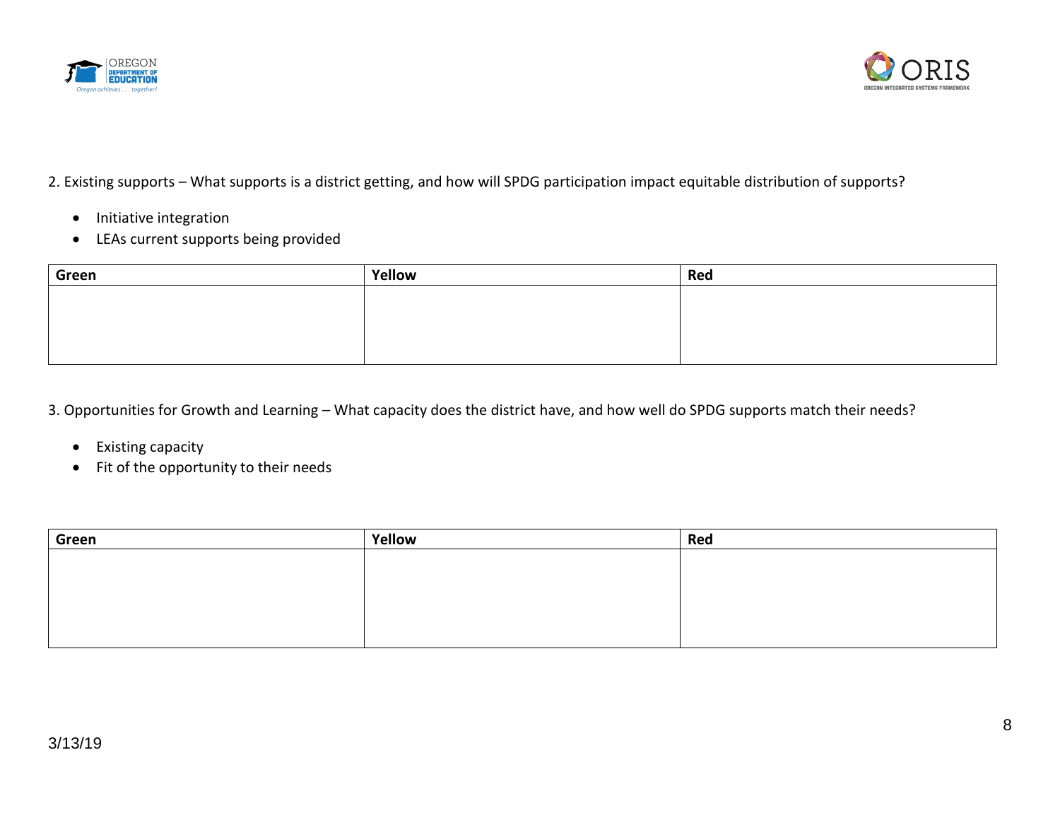2. Existing supports – What supports is a district getting, and how will SPDG participation impact equitable distribution of supports?

- Initiative integration
- LEAs current supports being provided

| Green | Yellow | Red |
| --- | --- | --- |
| | | |

3. Opportunities for Growth and Learning – What capacity does the district have, and how well do SPDG supports match their needs?

- Existing capacity
- Fit of the opportunity to their needs

| Green | Yellow | Red |
| --- | --- | --- |
| | | |

3/13/19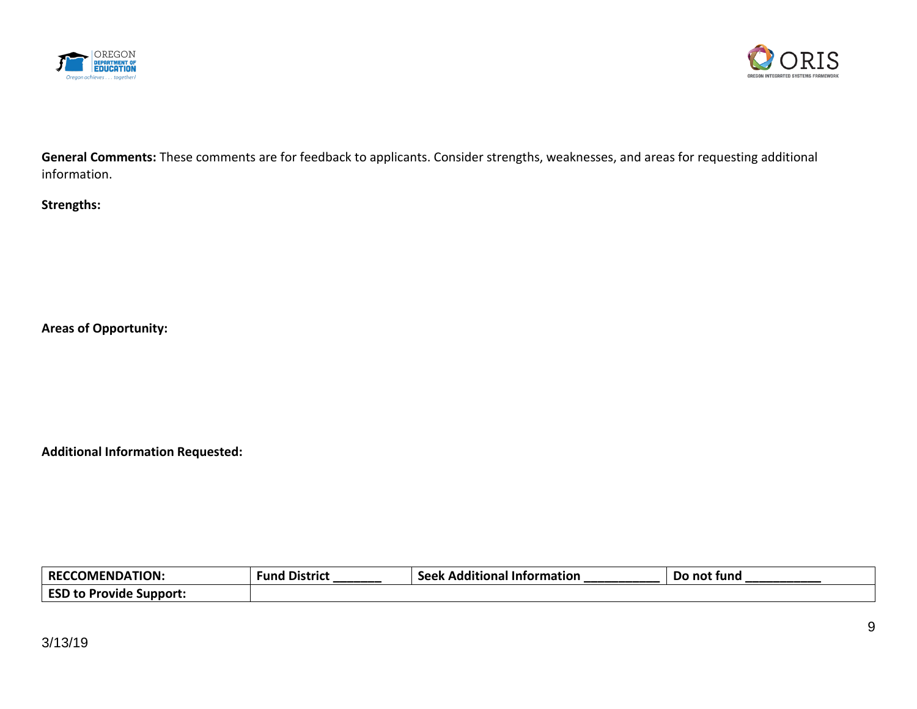**General Comments:** These comments are for feedback to applicants. Consider strengths, weaknesses, and areas for requesting additional information.

**Strengths:**

**Areas of Opportunity:**

**Additional Information Requested:**

| **RECCOMENDATION:** | **Fund District _______** | **Seek Additional Information ___________** | **Do not fund ___________** |
|---|---|---|---|
| **ESD to Provide Support:** | | | |

3/13/19